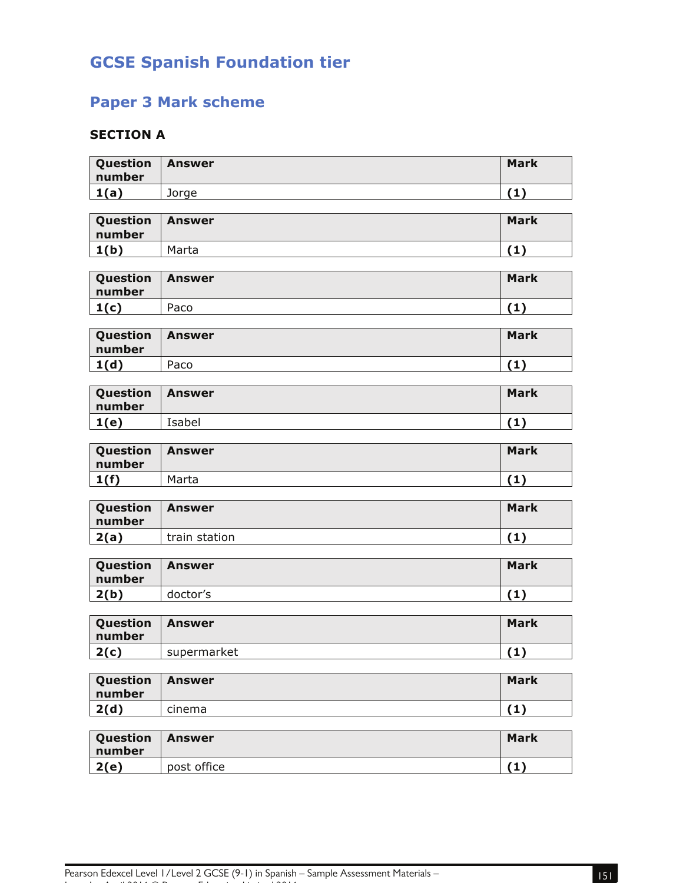# GCSE Spanish Foundation tier

## Paper 3 Mark scheme

### SECTION A

| Question number | Answer | Mark |
|---|---|---|
| **1(a)** | Jorge | **(1)** |

| Question number | Answer | Mark |
|---|---|---|
| **1(b)** | Marta | **(1)** |

| Question number | Answer | Mark |
|---|---|---|
| **1(c)** | Paco | **(1)** |

| Question number | Answer | Mark |
|---|---|---|
| **1(d)** | Paco | **(1)** |

| Question number | Answer | Mark |
|---|---|---|
| **1(e)** | Isabel | **(1)** |

| Question number | Answer | Mark |
|---|---|---|
| **1(f)** | Marta | **(1)** |

| Question number | Answer | Mark |
|---|---|---|
| **2(a)** | train station | **(1)** |

| Question number | Answer | Mark |
|---|---|---|
| **2(b)** | doctor's | **(1)** |

| Question number | Answer | Mark |
|---|---|---|
| **2(c)** | supermarket | **(1)** |

| Question number | Answer | Mark |
|---|---|---|
| **2(d)** | cinema | **(1)** |

| Question number | Answer | Mark |
|---|---|---|
| **2(e)** | post office | **(1)** |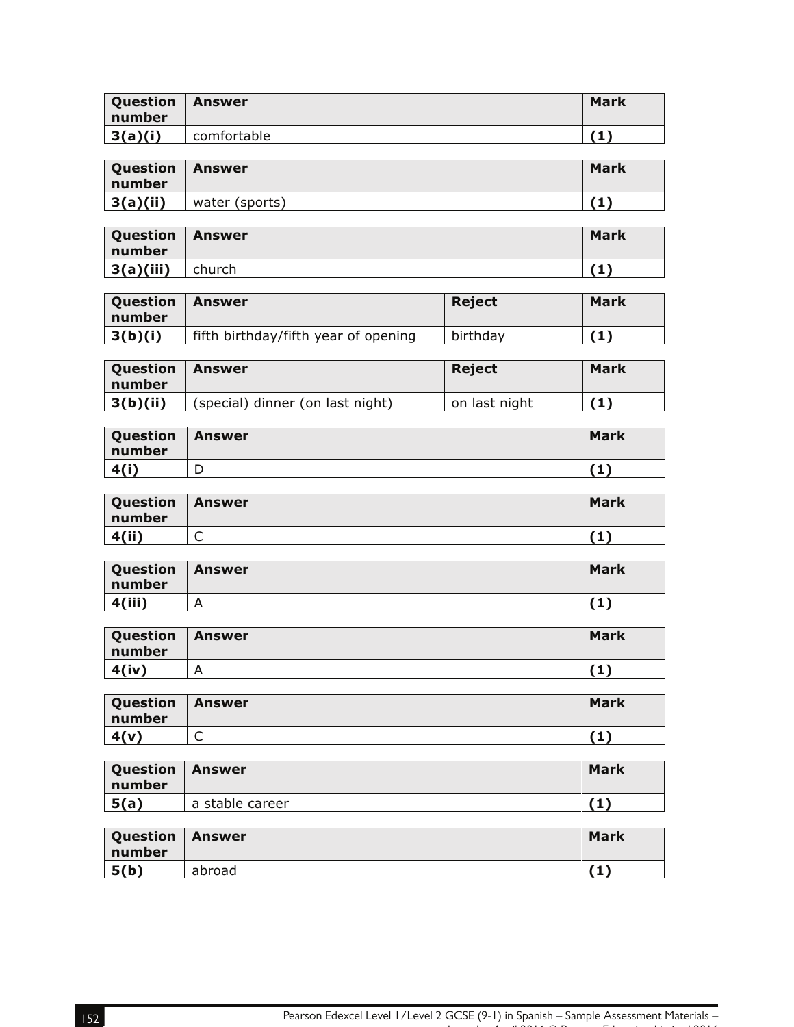| Question number | Answer | Mark |
|---|---|---|
| **3(a)(i)** | comfortable | **(1)** |

| Question number | Answer | Mark |
|---|---|---|
| **3(a)(ii)** | water (sports) | **(1)** |

| Question number | Answer | Mark |
|---|---|---|
| **3(a)(iii)** | church | **(1)** |

| Question number | Answer | Reject | Mark |
|---|---|---|---|
| **3(b)(i)** | fifth birthday/fifth year of opening | birthday | **(1)** |

| Question number | Answer | Reject | Mark |
|---|---|---|---|
| **3(b)(ii)** | (special) dinner (on last night) | on last night | **(1)** |

| Question number | Answer | Mark |
|---|---|---|
| **4(i)** | D | **(1)** |

| Question number | Answer | Mark |
|---|---|---|
| **4(ii)** | C | **(1)** |

| Question number | Answer | Mark |
|---|---|---|
| **4(iii)** | A | **(1)** |

| Question number | Answer | Mark |
|---|---|---|
| **4(iv)** | A | **(1)** |

| Question number | Answer | Mark |
|---|---|---|
| **4(v)** | C | **(1)** |

| Question number | Answer | Mark |
|---|---|---|
| **5(a)** | a stable career | **(1)** |

| Question number | Answer | Mark |
|---|---|---|
| **5(b)** | abroad | **(1)** |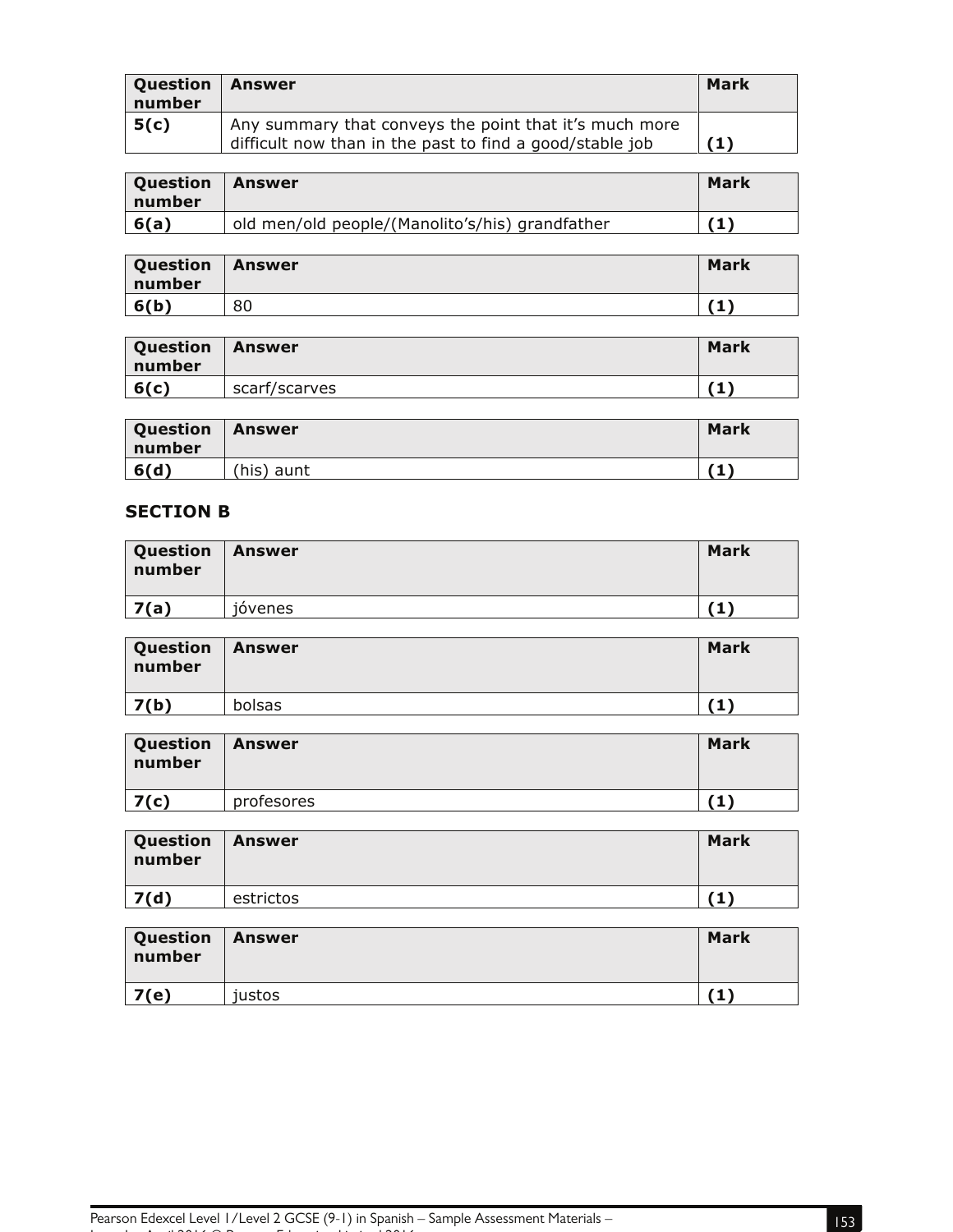| Question number | Answer | Mark |
|---|---|---|
| **5(c)** | Any summary that conveys the point that it's much more difficult now than in the past to find a good/stable job | **(1)** |

| Question number | Answer | Mark |
|---|---|---|
| **6(a)** | old men/old people/(Manolito's/his) grandfather | **(1)** |

| Question number | Answer | Mark |
|---|---|---|
| **6(b)** | 80 | **(1)** |

| Question number | Answer | Mark |
|---|---|---|
| **6(c)** | scarf/scarves | **(1)** |

| Question number | Answer | Mark |
|---|---|---|
| **6(d)** | (his) aunt | **(1)** |

## SECTION B

| Question number | Answer | Mark |
|---|---|---|
| **7(a)** | jóvenes | **(1)** |

| Question number | Answer | Mark |
|---|---|---|
| **7(b)** | bolsas | **(1)** |

| Question number | Answer | Mark |
|---|---|---|
| **7(c)** | profesores | **(1)** |

| Question number | Answer | Mark |
|---|---|---|
| **7(d)** | estrictos | **(1)** |

| Question number | Answer | Mark |
|---|---|---|
| **7(e)** | justos | **(1)** |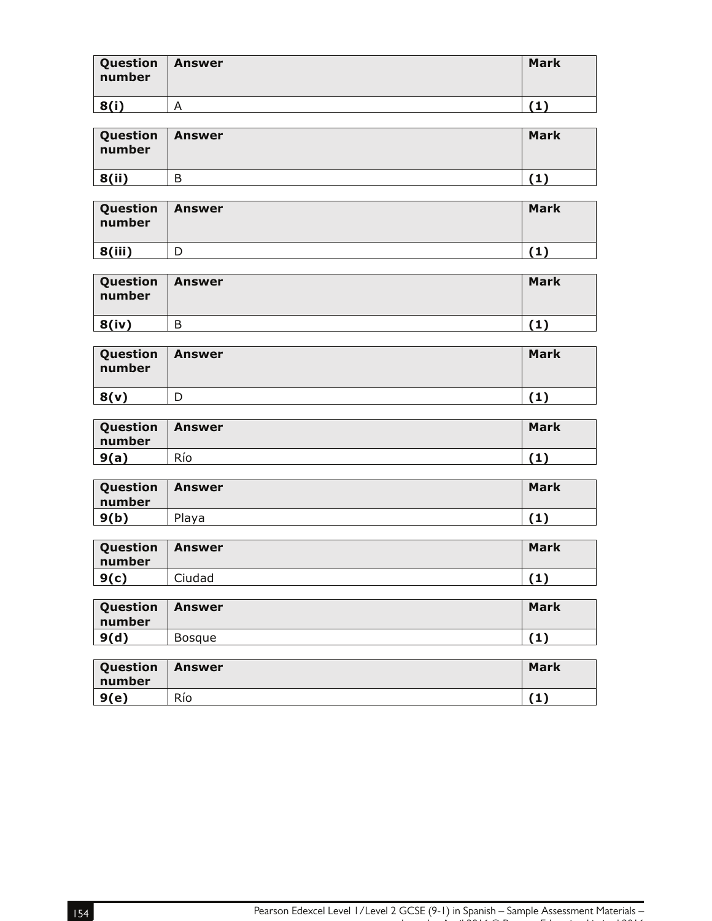| Question number | Answer | Mark |
|---|---|---|
| **8(i)** | A | **(1)** |

| Question number | Answer | Mark |
|---|---|---|
| **8(ii)** | B | **(1)** |

| Question number | Answer | Mark |
|---|---|---|
| **8(iii)** | D | **(1)** |

| Question number | Answer | Mark |
|---|---|---|
| **8(iv)** | B | **(1)** |

| Question number | Answer | Mark |
|---|---|---|
| **8(v)** | D | **(1)** |

| Question number | Answer | Mark |
|---|---|---|
| **9(a)** | Río | **(1)** |

| Question number | Answer | Mark |
|---|---|---|
| **9(b)** | Playa | **(1)** |

| Question number | Answer | Mark |
|---|---|---|
| **9(c)** | Ciudad | **(1)** |

| Question number | Answer | Mark |
|---|---|---|
| **9(d)** | Bosque | **(1)** |

| Question number | Answer | Mark |
|---|---|---|
| **9(e)** | Río | **(1)** |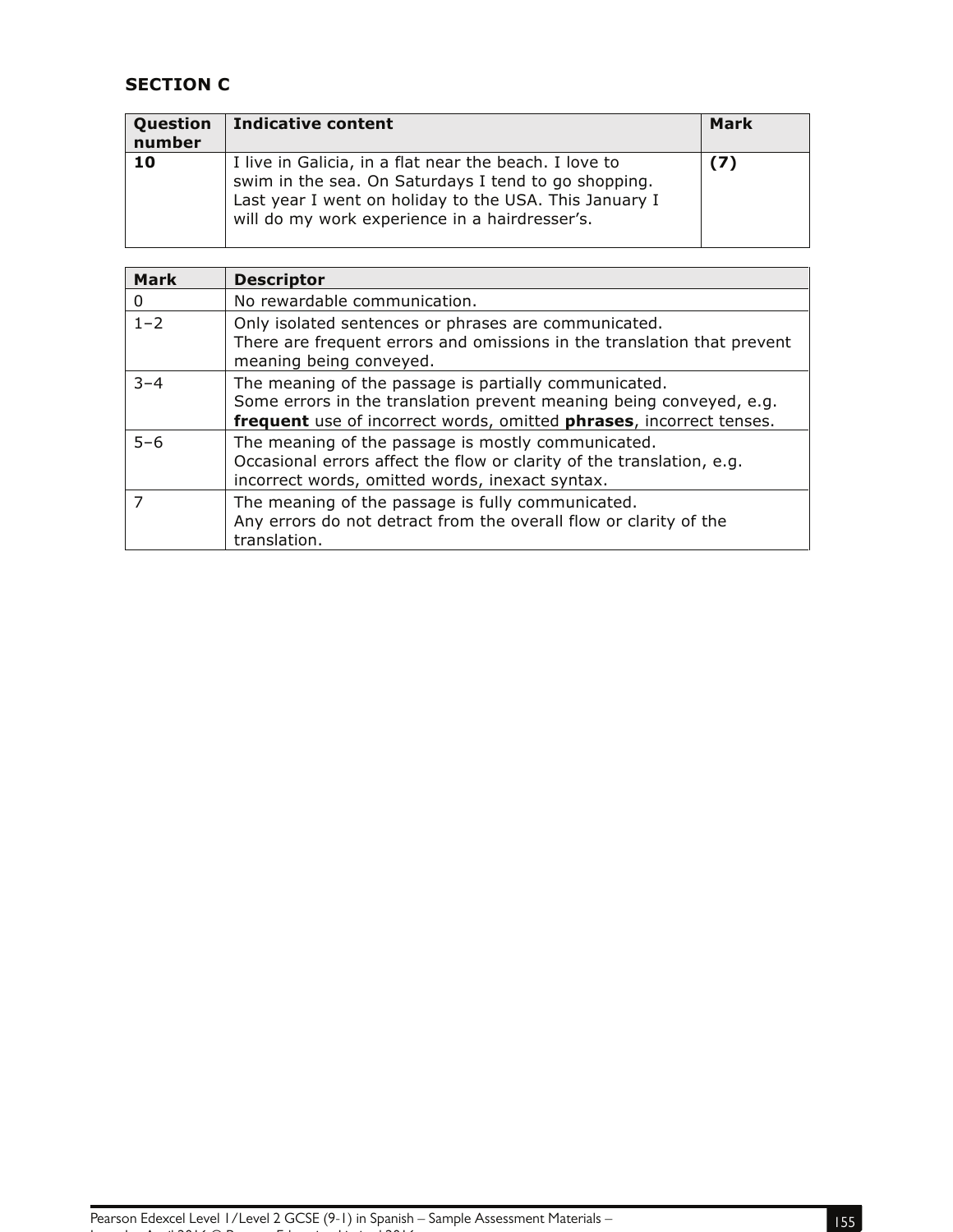## SECTION C

| Question number | Indicative content | Mark |
| --- | --- | --- |
| **10** | I live in Galicia, in a flat near the beach. I love to swim in the sea. On Saturdays I tend to go shopping. Last year I went on holiday to the USA. This January I will do my work experience in a hairdresser's. | **(7)** |

| Mark | Descriptor |
| --- | --- |
| 0 | No rewardable communication. |
| 1–2 | Only isolated sentences or phrases are communicated. There are frequent errors and omissions in the translation that prevent meaning being conveyed. |
| 3–4 | The meaning of the passage is partially communicated. Some errors in the translation prevent meaning being conveyed, e.g. **frequent** use of incorrect words, omitted **phrases**, incorrect tenses. |
| 5–6 | The meaning of the passage is mostly communicated. Occasional errors affect the flow or clarity of the translation, e.g. incorrect words, omitted words, inexact syntax. |
| 7 | The meaning of the passage is fully communicated. Any errors do not detract from the overall flow or clarity of the translation. |